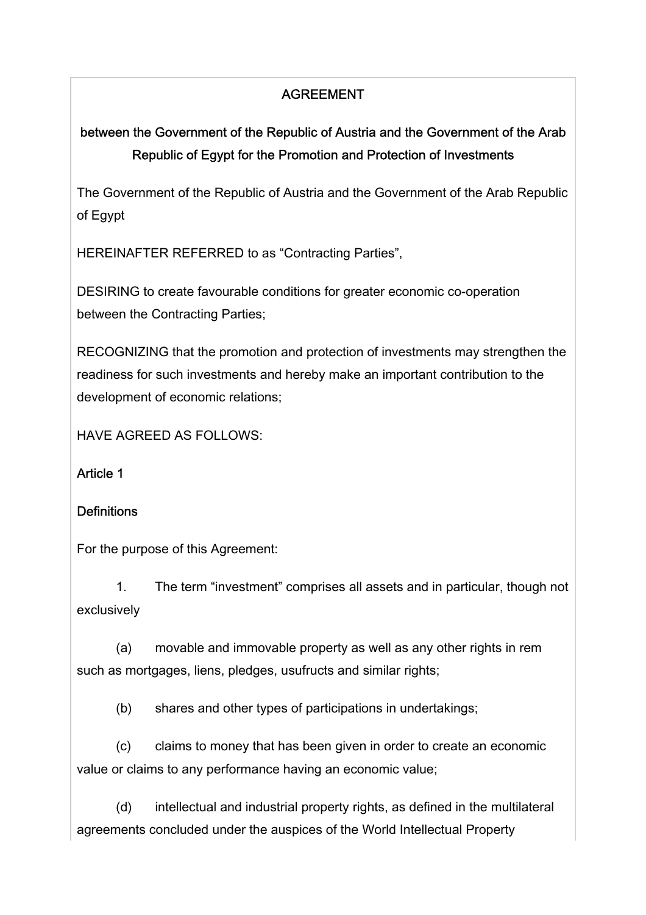# AGREEMENT

## between the Government of the Republic of Austria and the Government of the Arab Republic of Egypt for the Promotion and Protection of Investments

The Government of the Republic of Austria and the Government of the Arab Republic of Egypt

HEREINAFTER REFERRED to as “Contracting Parties”,

DESIRING to create favourable conditions for greater economic co-operation between the Contracting Parties;

RECOGNIZING that the promotion and protection of investments may strengthen the readiness for such investments and hereby make an important contribution to the development of economic relations;

HAVE AGREED AS FOLLOWS:

### Article 1

### Definitions

For the purpose of this Agreement:

1. The term “investment” comprises all assets and in particular, though not exclusively

(a) movable and immovable property as well as any other rights in rem such as mortgages, liens, pledges, usufructs and similar rights;

(b) shares and other types of participations in undertakings;

(c) claims to money that has been given in order to create an economic value or claims to any performance having an economic value;

(d) intellectual and industrial property rights, as defined in the multilateral agreements concluded under the auspices of the World Intellectual Property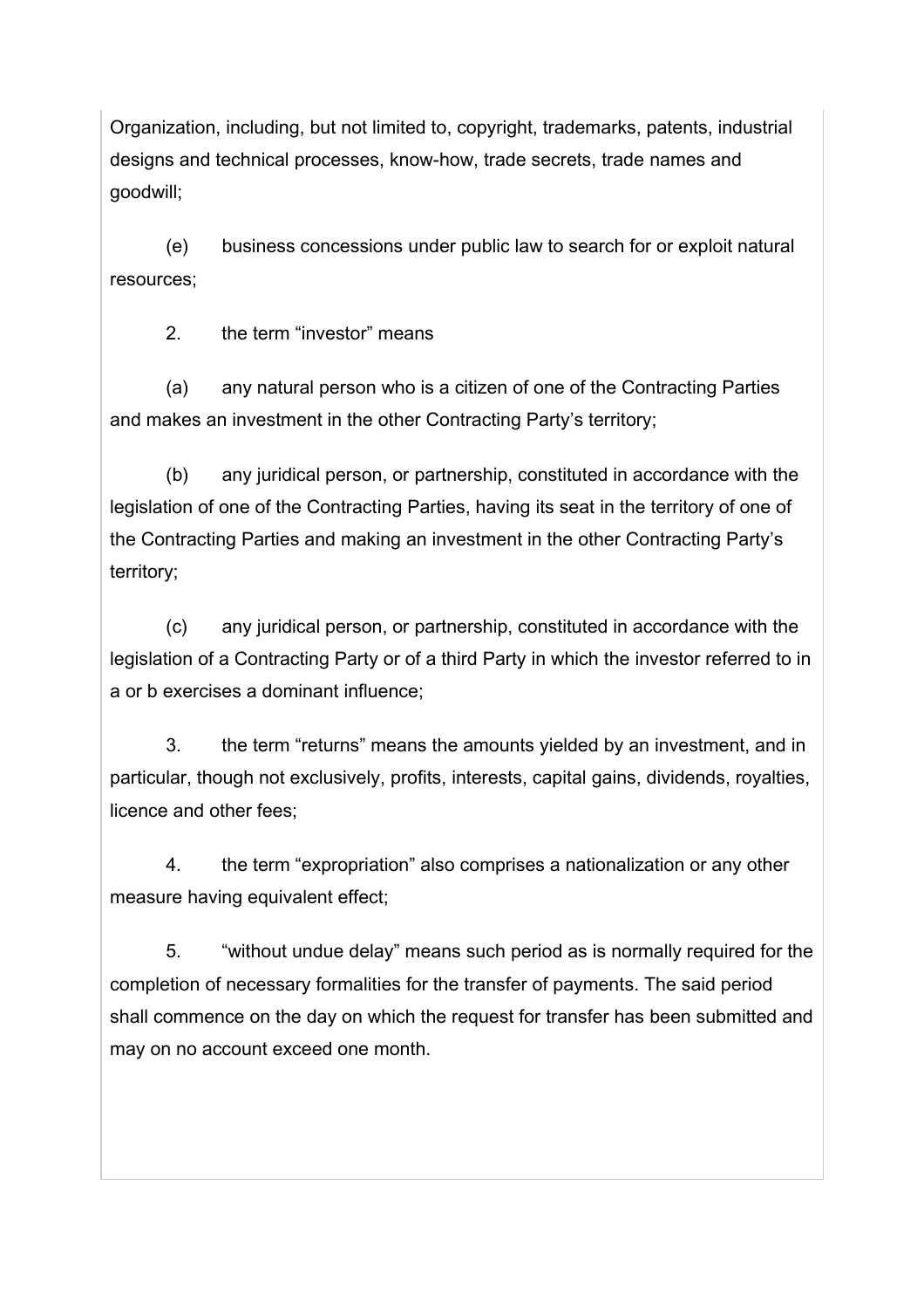Organization, including, but not limited to, copyright, trademarks, patents, industrial designs and technical processes, know-how, trade secrets, trade names and goodwill;

(e) business concessions under public law to search for or exploit natural resources;

2. the term "investor" means

(a) any natural person who is a citizen of one of the Contracting Parties and makes an investment in the other Contracting Party's territory;

(b) any juridical person, or partnership, constituted in accordance with the legislation of one of the Contracting Parties, having its seat in the territory of one of the Contracting Parties and making an investment in the other Contracting Party's territory;

(c) any juridical person, or partnership, constituted in accordance with the legislation of a Contracting Party or of a third Party in which the investor referred to in a or b exercises a dominant influence;

3. the term "returns" means the amounts yielded by an investment, and in particular, though not exclusively, profits, interests, capital gains, dividends, royalties, licence and other fees;

4. the term "expropriation" also comprises a nationalization or any other measure having equivalent effect;

5. "without undue delay" means such period as is normally required for the completion of necessary formalities for the transfer of payments. The said period shall commence on the day on which the request for transfer has been submitted and may on no account exceed one month.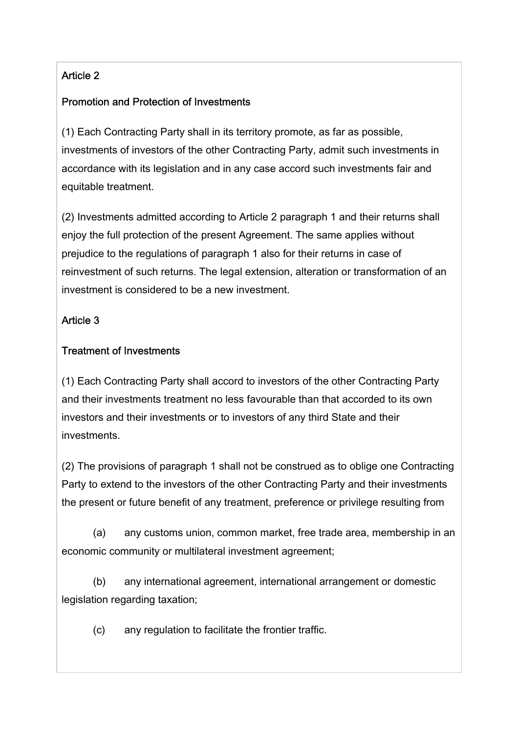## Article 2

## Promotion and Protection of Investments

(1) Each Contracting Party shall in its territory promote, as far as possible, investments of investors of the other Contracting Party, admit such investments in accordance with its legislation and in any case accord such investments fair and equitable treatment.

(2) Investments admitted according to Article 2 paragraph 1 and their returns shall enjoy the full protection of the present Agreement. The same applies without prejudice to the regulations of paragraph 1 also for their returns in case of reinvestment of such returns. The legal extension, alteration or transformation of an investment is considered to be a new investment.

## Article 3

## Treatment of Investments

(1) Each Contracting Party shall accord to investors of the other Contracting Party and their investments treatment no less favourable than that accorded to its own investors and their investments or to investors of any third State and their investments.

(2) The provisions of paragraph 1 shall not be construed as to oblige one Contracting Party to extend to the investors of the other Contracting Party and their investments the present or future benefit of any treatment, preference or privilege resulting from

(a) any customs union, common market, free trade area, membership in an economic community or multilateral investment agreement;

(b) any international agreement, international arrangement or domestic legislation regarding taxation;

(c) any regulation to facilitate the frontier traffic.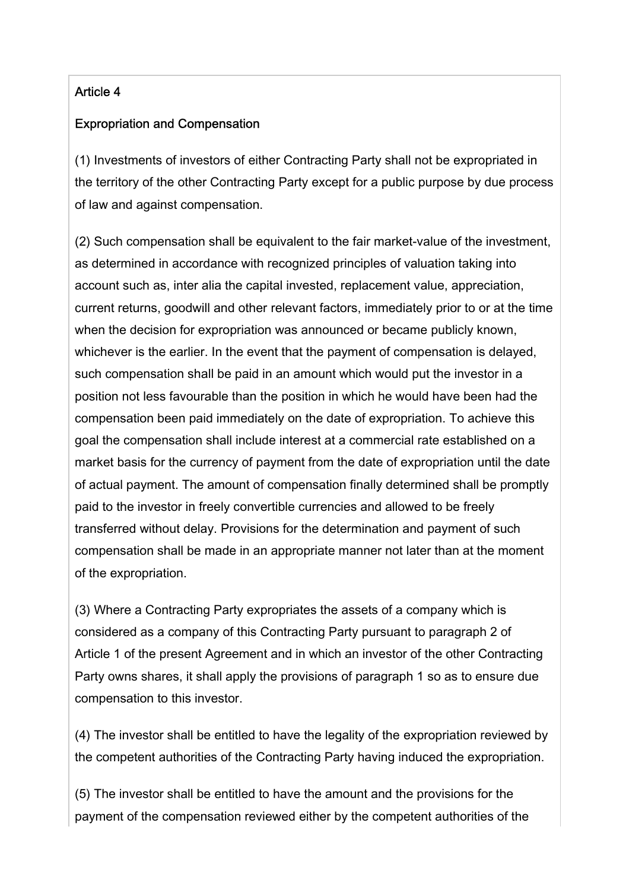Article 4

Expropriation and Compensation

(1) Investments of investors of either Contracting Party shall not be expropriated in the territory of the other Contracting Party except for a public purpose by due process of law and against compensation.

(2) Such compensation shall be equivalent to the fair market-value of the investment, as determined in accordance with recognized principles of valuation taking into account such as, inter alia the capital invested, replacement value, appreciation, current returns, goodwill and other relevant factors, immediately prior to or at the time when the decision for expropriation was announced or became publicly known, whichever is the earlier. In the event that the payment of compensation is delayed, such compensation shall be paid in an amount which would put the investor in a position not less favourable than the position in which he would have been had the compensation been paid immediately on the date of expropriation. To achieve this goal the compensation shall include interest at a commercial rate established on a market basis for the currency of payment from the date of expropriation until the date of actual payment. The amount of compensation finally determined shall be promptly paid to the investor in freely convertible currencies and allowed to be freely transferred without delay. Provisions for the determination and payment of such compensation shall be made in an appropriate manner not later than at the moment of the expropriation.

(3) Where a Contracting Party expropriates the assets of a company which is considered as a company of this Contracting Party pursuant to paragraph 2 of Article 1 of the present Agreement and in which an investor of the other Contracting Party owns shares, it shall apply the provisions of paragraph 1 so as to ensure due compensation to this investor.

(4) The investor shall be entitled to have the legality of the expropriation reviewed by the competent authorities of the Contracting Party having induced the expropriation.

(5) The investor shall be entitled to have the amount and the provisions for the payment of the compensation reviewed either by the competent authorities of the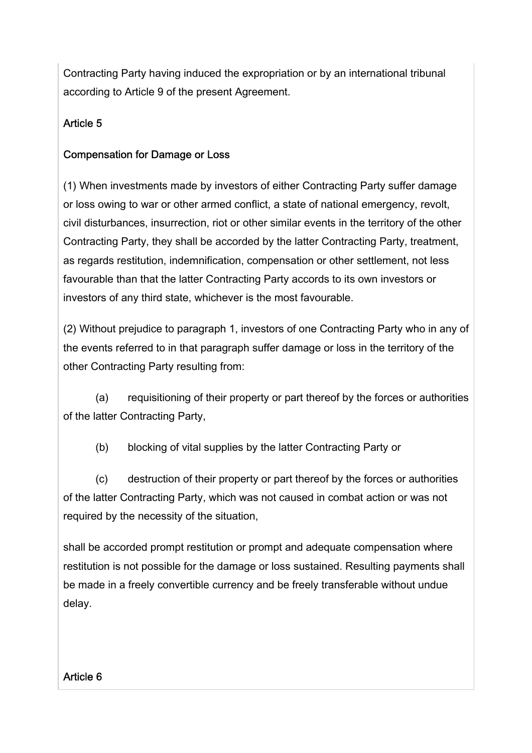Contracting Party having induced the expropriation or by an international tribunal according to Article 9 of the present Agreement.

## Article 5

## Compensation for Damage or Loss

(1) When investments made by investors of either Contracting Party suffer damage or loss owing to war or other armed conflict, a state of national emergency, revolt, civil disturbances, insurrection, riot or other similar events in the territory of the other Contracting Party, they shall be accorded by the latter Contracting Party, treatment, as regards restitution, indemnification, compensation or other settlement, not less favourable than that the latter Contracting Party accords to its own investors or investors of any third state, whichever is the most favourable.

(2) Without prejudice to paragraph 1, investors of one Contracting Party who in any of the events referred to in that paragraph suffer damage or loss in the territory of the other Contracting Party resulting from:

(a) requisitioning of their property or part thereof by the forces or authorities of the latter Contracting Party,

(b) blocking of vital supplies by the latter Contracting Party or

(c) destruction of their property or part thereof by the forces or authorities of the latter Contracting Party, which was not caused in combat action or was not required by the necessity of the situation,

shall be accorded prompt restitution or prompt and adequate compensation where restitution is not possible for the damage or loss sustained. Resulting payments shall be made in a freely convertible currency and be freely transferable without undue delay.

## Article 6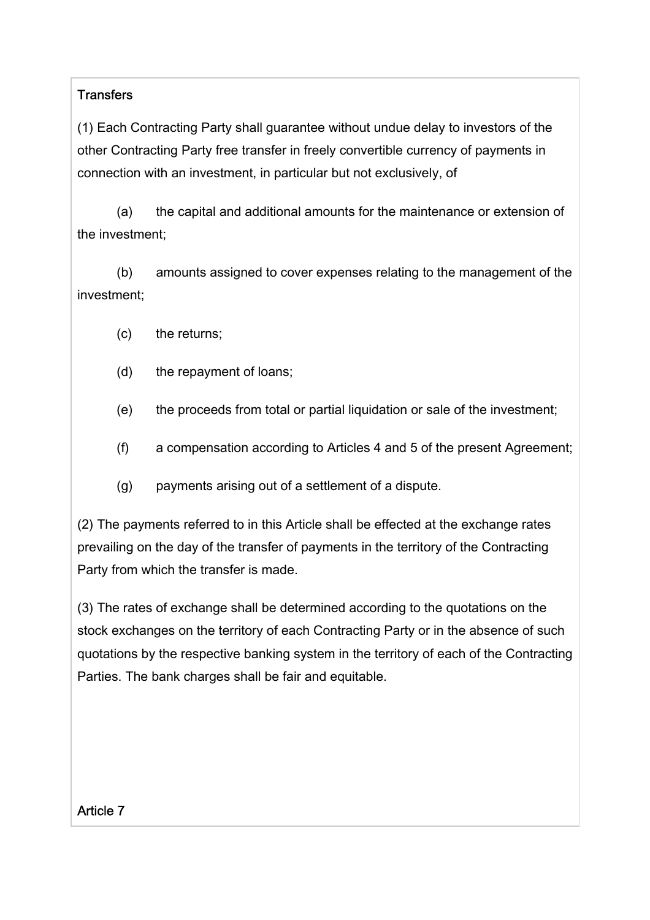Transfers

(1) Each Contracting Party shall guarantee without undue delay to investors of the other Contracting Party free transfer in freely convertible currency of payments in connection with an investment, in particular but not exclusively, of

(a) the capital and additional amounts for the maintenance or extension of the investment;

(b) amounts assigned to cover expenses relating to the management of the investment;

(c) the returns;

(d) the repayment of loans;

(e) the proceeds from total or partial liquidation or sale of the investment;

(f) a compensation according to Articles 4 and 5 of the present Agreement;

(g) payments arising out of a settlement of a dispute.

(2) The payments referred to in this Article shall be effected at the exchange rates prevailing on the day of the transfer of payments in the territory of the Contracting Party from which the transfer is made.

(3) The rates of exchange shall be determined according to the quotations on the stock exchanges on the territory of each Contracting Party or in the absence of such quotations by the respective banking system in the territory of each of the Contracting Parties. The bank charges shall be fair and equitable.

Article 7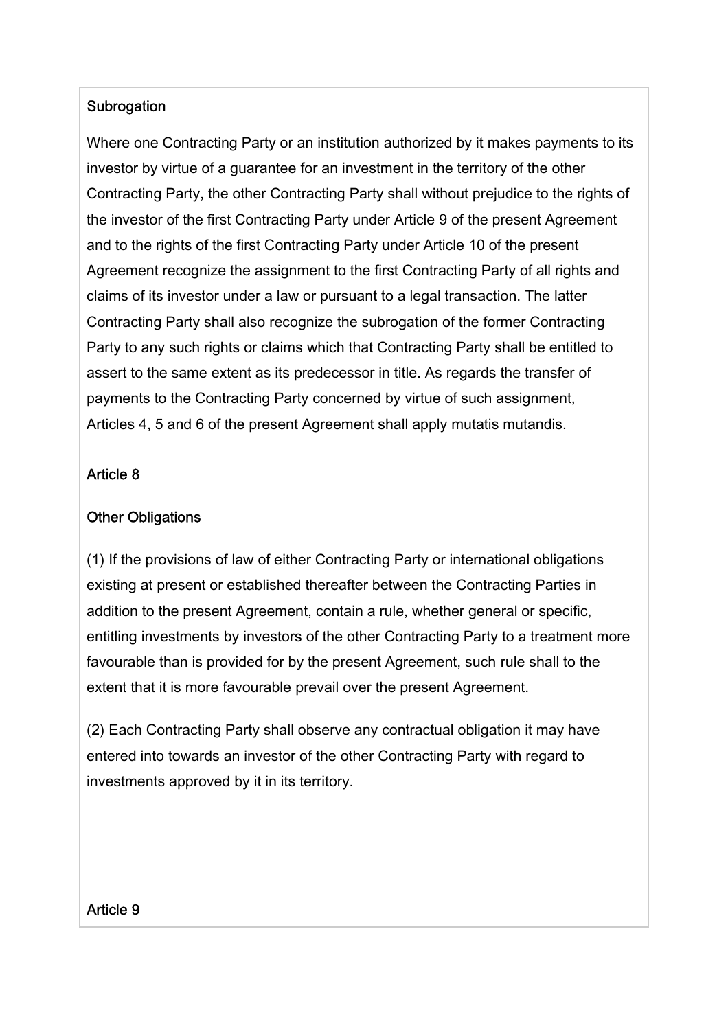## Subrogation

Where one Contracting Party or an institution authorized by it makes payments to its investor by virtue of a guarantee for an investment in the territory of the other Contracting Party, the other Contracting Party shall without prejudice to the rights of the investor of the first Contracting Party under Article 9 of the present Agreement and to the rights of the first Contracting Party under Article 10 of the present Agreement recognize the assignment to the first Contracting Party of all rights and claims of its investor under a law or pursuant to a legal transaction. The latter Contracting Party shall also recognize the subrogation of the former Contracting Party to any such rights or claims which that Contracting Party shall be entitled to assert to the same extent as its predecessor in title. As regards the transfer of payments to the Contracting Party concerned by virtue of such assignment, Articles 4, 5 and 6 of the present Agreement shall apply mutatis mutandis.

## Article 8

## Other Obligations

(1) If the provisions of law of either Contracting Party or international obligations existing at present or established thereafter between the Contracting Parties in addition to the present Agreement, contain a rule, whether general or specific, entitling investments by investors of the other Contracting Party to a treatment more favourable than is provided for by the present Agreement, such rule shall to the extent that it is more favourable prevail over the present Agreement.

(2) Each Contracting Party shall observe any contractual obligation it may have entered into towards an investor of the other Contracting Party with regard to investments approved by it in its territory.

## Article 9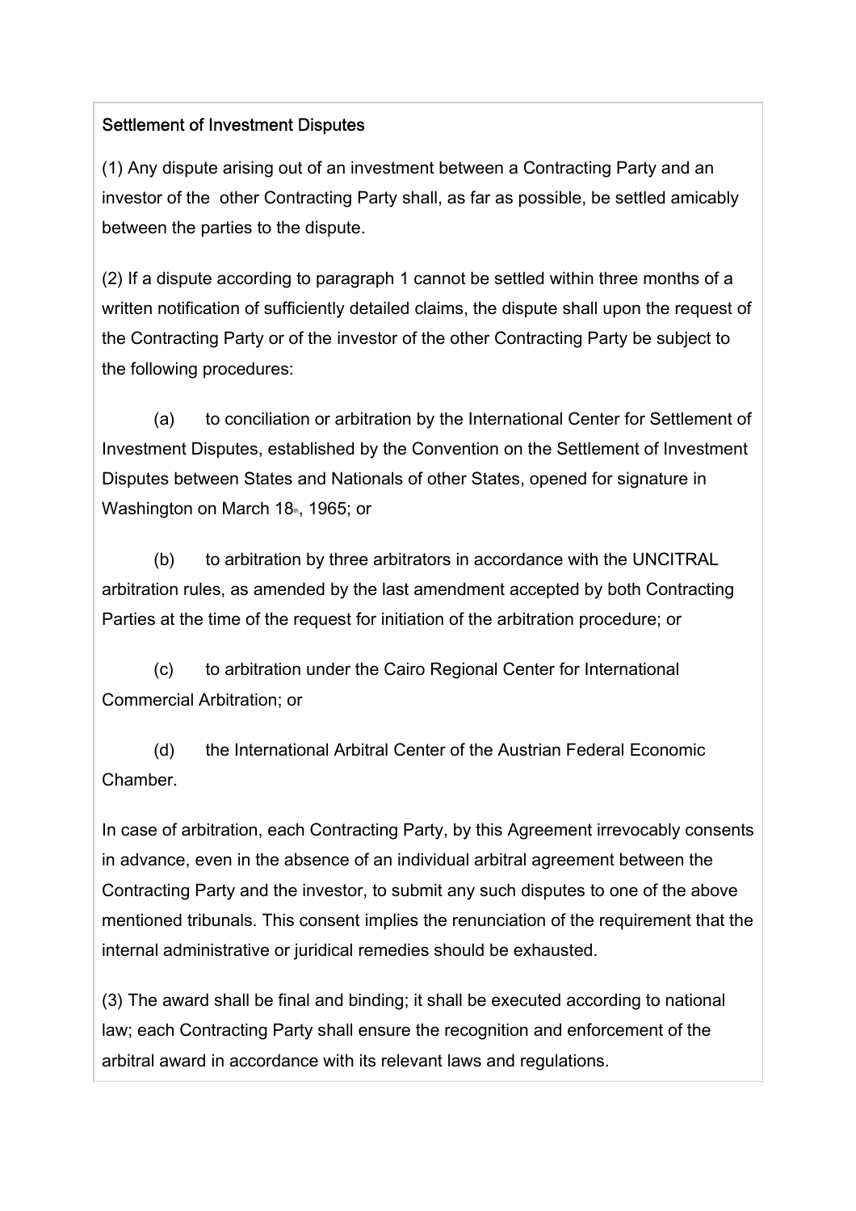Settlement of Investment Disputes

(1) Any dispute arising out of an investment between a Contracting Party and an investor of the other Contracting Party shall, as far as possible, be settled amicably between the parties to the dispute.

(2) If a dispute according to paragraph 1 cannot be settled within three months of a written notification of sufficiently detailed claims, the dispute shall upon the request of the Contracting Party or of the investor of the other Contracting Party be subject to the following procedures:

(a) to conciliation or arbitration by the International Center for Settlement of Investment Disputes, established by the Convention on the Settlement of Investment Disputes between States and Nationals of other States, opened for signature in Washington on March 18th, 1965; or

(b) to arbitration by three arbitrators in accordance with the UNCITRAL arbitration rules, as amended by the last amendment accepted by both Contracting Parties at the time of the request for initiation of the arbitration procedure; or

(c) to arbitration under the Cairo Regional Center for International Commercial Arbitration; or

(d) the International Arbitral Center of the Austrian Federal Economic Chamber.

In case of arbitration, each Contracting Party, by this Agreement irrevocably consents in advance, even in the absence of an individual arbitral agreement between the Contracting Party and the investor, to submit any such disputes to one of the above mentioned tribunals. This consent implies the renunciation of the requirement that the internal administrative or juridical remedies should be exhausted.

(3) The award shall be final and binding; it shall be executed according to national law; each Contracting Party shall ensure the recognition and enforcement of the arbitral award in accordance with its relevant laws and regulations.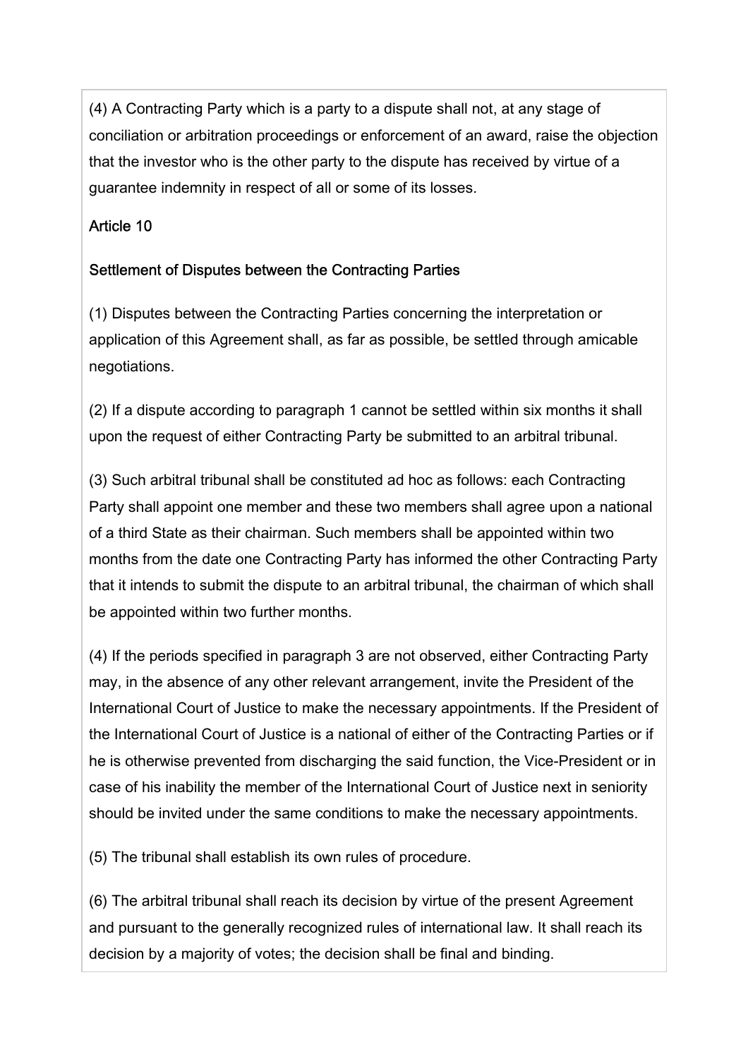(4) A Contracting Party which is a party to a dispute shall not, at any stage of conciliation or arbitration proceedings or enforcement of an award, raise the objection that the investor who is the other party to the dispute has received by virtue of a guarantee indemnity in respect of all or some of its losses.

## Article 10

### Settlement of Disputes between the Contracting Parties

(1) Disputes between the Contracting Parties concerning the interpretation or application of this Agreement shall, as far as possible, be settled through amicable negotiations.

(2) If a dispute according to paragraph 1 cannot be settled within six months it shall upon the request of either Contracting Party be submitted to an arbitral tribunal.

(3) Such arbitral tribunal shall be constituted ad hoc as follows: each Contracting Party shall appoint one member and these two members shall agree upon a national of a third State as their chairman. Such members shall be appointed within two months from the date one Contracting Party has informed the other Contracting Party that it intends to submit the dispute to an arbitral tribunal, the chairman of which shall be appointed within two further months.

(4) If the periods specified in paragraph 3 are not observed, either Contracting Party may, in the absence of any other relevant arrangement, invite the President of the International Court of Justice to make the necessary appointments. If the President of the International Court of Justice is a national of either of the Contracting Parties or if he is otherwise prevented from discharging the said function, the Vice-President or in case of his inability the member of the International Court of Justice next in seniority should be invited under the same conditions to make the necessary appointments.

(5) The tribunal shall establish its own rules of procedure.

(6) The arbitral tribunal shall reach its decision by virtue of the present Agreement and pursuant to the generally recognized rules of international law. It shall reach its decision by a majority of votes; the decision shall be final and binding.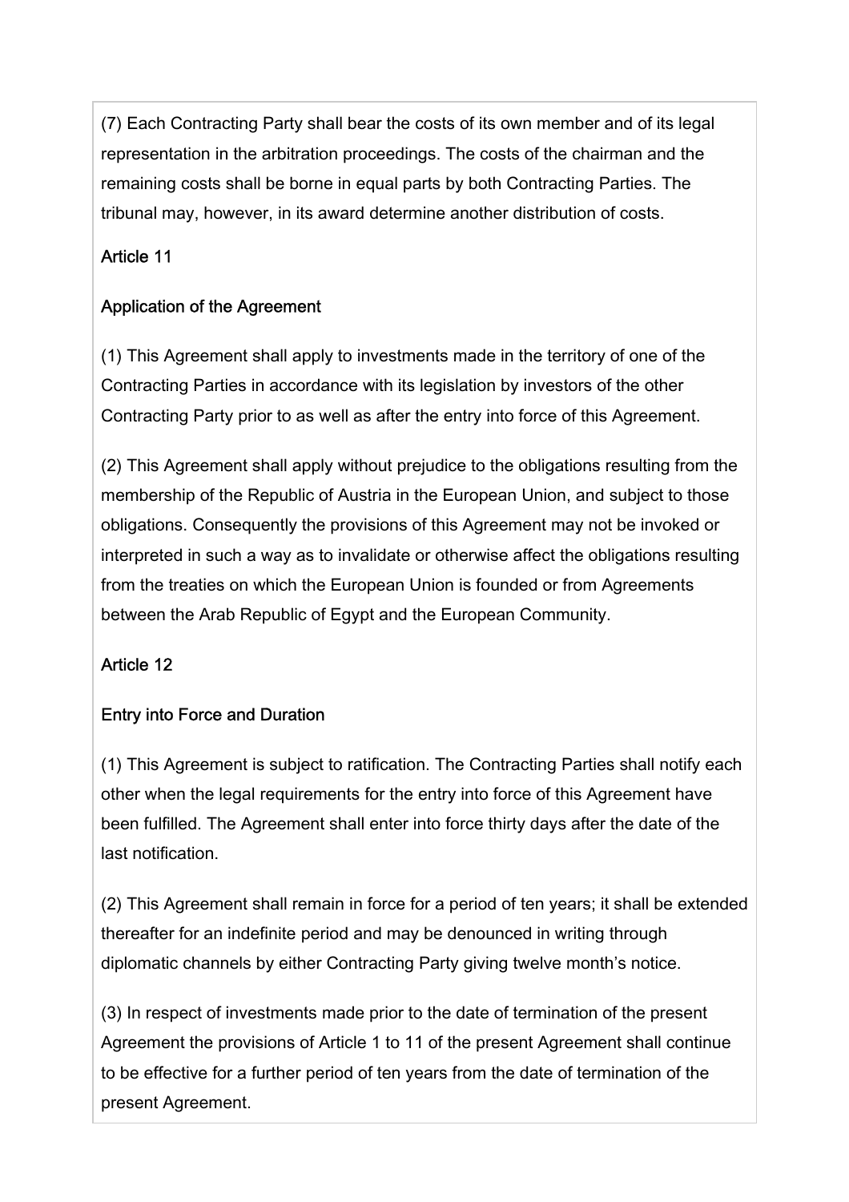(7) Each Contracting Party shall bear the costs of its own member and of its legal representation in the arbitration proceedings. The costs of the chairman and the remaining costs shall be borne in equal parts by both Contracting Parties. The tribunal may, however, in its award determine another distribution of costs.

## Article 11

## Application of the Agreement

(1) This Agreement shall apply to investments made in the territory of one of the Contracting Parties in accordance with its legislation by investors of the other Contracting Party prior to as well as after the entry into force of this Agreement.

(2) This Agreement shall apply without prejudice to the obligations resulting from the membership of the Republic of Austria in the European Union, and subject to those obligations. Consequently the provisions of this Agreement may not be invoked or interpreted in such a way as to invalidate or otherwise affect the obligations resulting from the treaties on which the European Union is founded or from Agreements between the Arab Republic of Egypt and the European Community.

## Article 12

## Entry into Force and Duration

(1) This Agreement is subject to ratification. The Contracting Parties shall notify each other when the legal requirements for the entry into force of this Agreement have been fulfilled. The Agreement shall enter into force thirty days after the date of the last notification.

(2) This Agreement shall remain in force for a period of ten years; it shall be extended thereafter for an indefinite period and may be denounced in writing through diplomatic channels by either Contracting Party giving twelve month's notice.

(3) In respect of investments made prior to the date of termination of the present Agreement the provisions of Article 1 to 11 of the present Agreement shall continue to be effective for a further period of ten years from the date of termination of the present Agreement.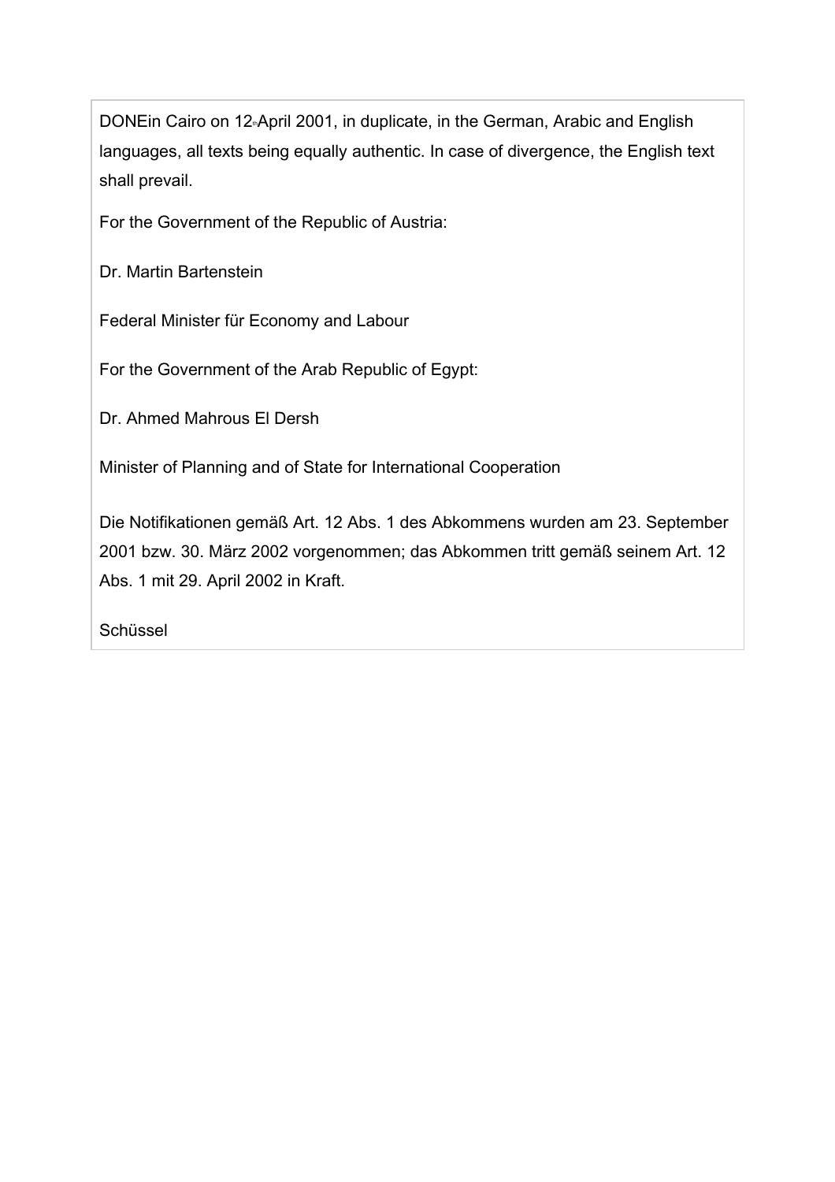DONEin Cairo on 12th April 2001, in duplicate, in the German, Arabic and English languages, all texts being equally authentic. In case of divergence, the English text shall prevail.

For the Government of the Republic of Austria:

Dr. Martin Bartenstein

Federal Minister für Economy and Labour

For the Government of the Arab Republic of Egypt:

Dr. Ahmed Mahrous El Dersh

Minister of Planning and of State for International Cooperation

Die Notifikationen gemäß Art. 12 Abs. 1 des Abkommens wurden am 23. September 2001 bzw. 30. März 2002 vorgenommen; das Abkommen tritt gemäß seinem Art. 12 Abs. 1 mit 29. April 2002 in Kraft.

Schüssel